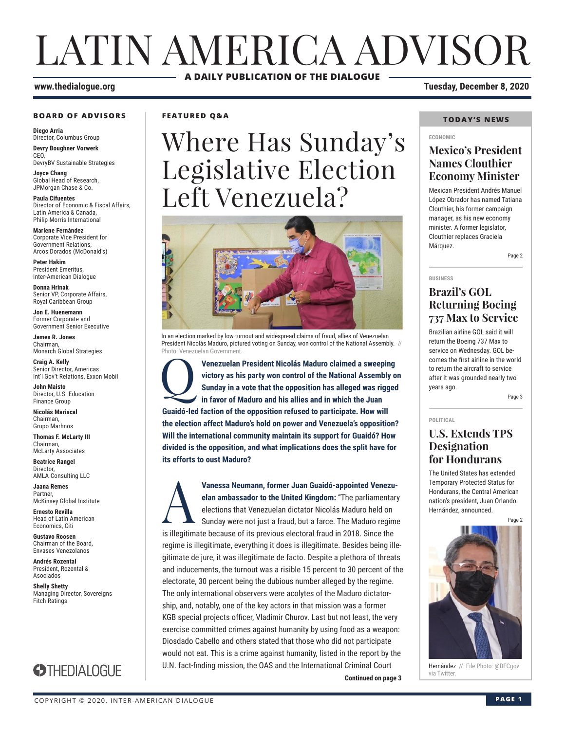# LATIN AMERICA ADVISOR

**A DAILY PUBLICATION OF THE DIALOGUE**

**www.thedialogue.org**

**Tuesday, December 8, 2020**

### BOARD OF ADVISORS

**Diego Arria**
Director, Columbus Group

**Devry Boughner Vorwerk**
CEO,
DevryBV Sustainable Strategies

**Joyce Chang**
Global Head of Research,
JPMorgan Chase & Co.

**Paula Cifuentes**
Director of Economic & Fiscal Affairs, Latin America & Canada, Philip Morris International

**Marlene Fernández**
Corporate Vice President for Government Relations, Arcos Dorados (McDonald's)

**Peter Hakim**
President Emeritus, Inter-American Dialogue

**Donna Hrinak**
Senior VP, Corporate Affairs, Royal Caribbean Group

**Jon E. Huenemann**
Former Corporate and Government Senior Executive

**James R. Jones**
Chairman, Monarch Global Strategies

**Craig A. Kelly**
Senior Director, Americas Int'l Gov't Relations, Exxon Mobil

**John Maisto**
Director, U.S. Education Finance Group

**Nicolás Mariscal**
Chairman, Grupo Marhnos

**Thomas F. McLarty III**
Chairman, McLarty Associates

**Beatrice Rangel**
Director, AMLA Consulting LLC

**Jaana Remes**
Partner, McKinsey Global Institute

**Ernesto Revilla**
Head of Latin American Economics, Citi

**Gustavo Roosen**
Chairman of the Board, Envases Venezolanos

**Andrés Rozental**
President, Rozental & Asociados

**Shelly Shetty**
Managing Director, Sovereigns Fitch Ratings

THEDIALOGUE

### FEATURED Q&A

## Where Has Sunday's Legislative Election Left Venezuela?

In an election marked by low turnout and widespread claims of fraud, allies of Venezuelan President Nicolás Maduro, pictured voting on Sunday, won control of the National Assembly. // Photo: Venezuelan Government.

**Q** **Venezuelan President Nicolás Maduro claimed a sweeping victory as his party won control of the National Assembly on Sunday in a vote that the opposition has alleged was rigged in favor of Maduro and his allies and in which the Juan Guaidó-led faction of the opposition refused to participate. How will the election affect Maduro's hold on power and Venezuela's opposition? Will the international community maintain its support for Guaidó? How divided is the opposition, and what implications does the split have for its efforts to oust Maduro?**

**A** **Vanessa Neumann, former Juan Guaidó-appointed Venezuelan ambassador to the United Kingdom:** "The parliamentary elections that Venezuelan dictator Nicolás Maduro held on Sunday were not just a fraud, but a farce. The Maduro regime is illegitimate because of its previous electoral fraud in 2018. Since the regime is illegitimate, everything it does is illegitimate. Besides being illegitimate de jure, it was illegitimate de facto. Despite a plethora of threats and inducements, the turnout was a risible 15 percent to 30 percent of the electorate, 30 percent being the dubious number alleged by the regime. The only international observers were acolytes of the Maduro dictatorship, and, notably, one of the key actors in that mission was a former KGB special projects officer, Vladimir Churov. Last but not least, the very exercise committed crimes against humanity by using food as a weapon: Diosdado Cabello and others stated that those who did not participate would not eat. This is a crime against humanity, listed in the report by the U.N. fact-finding mission, the OAS and the International Criminal Court

**Continued on page 3**

### TODAY'S NEWS

ECONOMIC

### Mexico's President Names Clouthier Economy Minister

Mexican President Andrés Manuel López Obrador has named Tatiana Clouthier, his former campaign manager, as his new economy minister. A former legislator, Clouthier replaces Graciela Márquez.

Page 2

BUSINESS

### Brazil's GOL Returning Boeing 737 Max to Service

Brazilian airline GOL said it will return the Boeing 737 Max to service on Wednesday. GOL becomes the first airline in the world to return the aircraft to service after it was grounded nearly two years ago.

Page 3

POLITICAL

### U.S. Extends TPS Designation for Hondurans

The United States has extended Temporary Protected Status for Hondurans, the Central American nation's president, Juan Orlando Hernández, announced.

Page 2

Hernández // File Photo: @DFCgov via Twitter.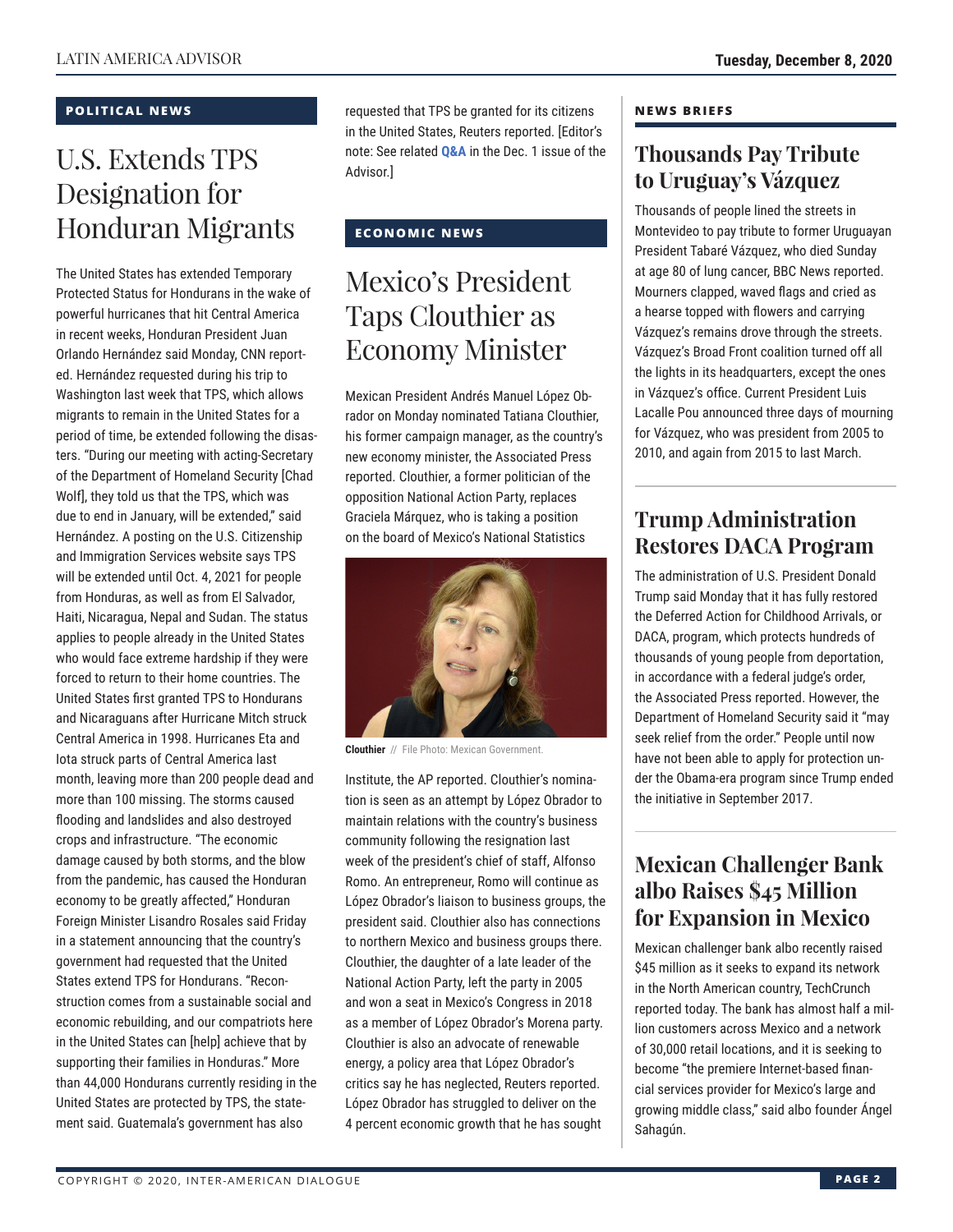#### POLITICAL NEWS

# U.S. Extends TPS Designation for Honduran Migrants

The United States has extended Temporary Protected Status for Hondurans in the wake of powerful hurricanes that hit Central America in recent weeks, Honduran President Juan Orlando Hernández said Monday, CNN reported. Hernández requested during his trip to Washington last week that TPS, which allows migrants to remain in the United States for a period of time, be extended following the disasters. "During our meeting with acting-Secretary of the Department of Homeland Security [Chad Wolf], they told us that the TPS, which was due to end in January, will be extended," said Hernández. A posting on the U.S. Citizenship and Immigration Services website says TPS will be extended until Oct. 4, 2021 for people from Honduras, as well as from El Salvador, Haiti, Nicaragua, Nepal and Sudan. The status applies to people already in the United States who would face extreme hardship if they were forced to return to their home countries. The United States first granted TPS to Hondurans and Nicaraguans after Hurricane Mitch struck Central America in 1998. Hurricanes Eta and Iota struck parts of Central America last month, leaving more than 200 people dead and more than 100 missing. The storms caused flooding and landslides and also destroyed crops and infrastructure. "The economic damage caused by both storms, and the blow from the pandemic, has caused the Honduran economy to be greatly affected," Honduran Foreign Minister Lisandro Rosales said Friday in a statement announcing that the country's government had requested that the United States extend TPS for Hondurans. "Reconstruction comes from a sustainable social and economic rebuilding, and our compatriots here in the United States can [help] achieve that by supporting their families in Honduras." More than 44,000 Hondurans currently residing in the United States are protected by TPS, the statement said. Guatemala's government has also requested that TPS be granted for its citizens in the United States, Reuters reported. [Editor's note: See related **Q&A** in the Dec. 1 issue of the Advisor.]

#### ECONOMIC NEWS

# Mexico's President Taps Clouthier as Economy Minister

Mexican President Andrés Manuel López Obrador on Monday nominated Tatiana Clouthier, his former campaign manager, as the country's new economy minister, the Associated Press reported. Clouthier, a former politician of the opposition National Action Party, replaces Graciela Márquez, who is taking a position on the board of Mexico's National Statistics Institute, the AP reported. Clouthier's nomination is seen as an attempt by López Obrador to maintain relations with the country's business community following the resignation last week of the president's chief of staff, Alfonso Romo. An entrepreneur, Romo will continue as López Obrador's liaison to business groups, the president said. Clouthier also has connections to northern Mexico and business groups there. Clouthier, the daughter of a late leader of the National Action Party, left the party in 2005 and won a seat in Mexico's Congress in 2018 as a member of López Obrador's Morena party. Clouthier is also an advocate of renewable energy, a policy area that López Obrador's critics say he has neglected, Reuters reported. López Obrador has struggled to deliver on the 4 percent economic growth that he has sought

**Clouthier** // File Photo: Mexican Government.

#### NEWS BRIEFS

## Thousands Pay Tribute to Uruguay's Vázquez

Thousands of people lined the streets in Montevideo to pay tribute to former Uruguayan President Tabaré Vázquez, who died Sunday at age 80 of lung cancer, BBC News reported. Mourners clapped, waved flags and cried as a hearse topped with flowers and carrying Vázquez's remains drove through the streets. Vázquez's Broad Front coalition turned off all the lights in its headquarters, except the ones in Vázquez's office. Current President Luis Lacalle Pou announced three days of mourning for Vázquez, who was president from 2005 to 2010, and again from 2015 to last March.

## Trump Administration Restores DACA Program

The administration of U.S. President Donald Trump said Monday that it has fully restored the Deferred Action for Childhood Arrivals, or DACA, program, which protects hundreds of thousands of young people from deportation, in accordance with a federal judge's order, the Associated Press reported. However, the Department of Homeland Security said it "may seek relief from the order." People until now have not been able to apply for protection under the Obama-era program since Trump ended the initiative in September 2017.

## Mexican Challenger Bank albo Raises $45 Million for Expansion in Mexico

Mexican challenger bank albo recently raised $45 million as it seeks to expand its network in the North American country, TechCrunch reported today. The bank has almost half a million customers across Mexico and a network of 30,000 retail locations, and it is seeking to become "the premiere Internet-based financial services provider for Mexico's large and growing middle class," said albo founder Ángel Sahagún.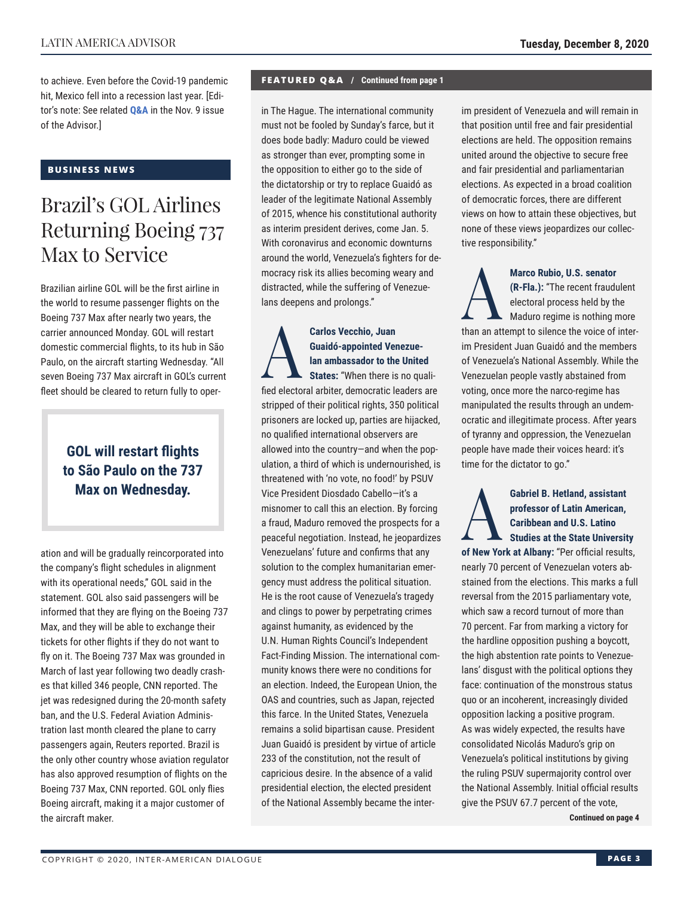to achieve. Even before the Covid-19 pandemic hit, Mexico fell into a recession last year. [Editor's note: See related **Q&A** in the Nov. 9 issue of the Advisor.]

## BUSINESS NEWS

# Brazil's GOL Airlines Returning Boeing 737 Max to Service

Brazilian airline GOL will be the first airline in the world to resume passenger flights on the Boeing 737 Max after nearly two years, the carrier announced Monday. GOL will restart domestic commercial flights, to its hub in São Paulo, on the aircraft starting Wednesday. "All seven Boeing 737 Max aircraft in GOL's current fleet should be cleared to return fully to operation and will be gradually reincorporated into the company's flight schedules in alignment with its operational needs," GOL said in the statement. GOL also said passengers will be informed that they are flying on the Boeing 737 Max, and they will be able to exchange their tickets for other flights if they do not want to fly on it. The Boeing 737 Max was grounded in March of last year following two deadly crashes that killed 346 people, CNN reported. The jet was redesigned during the 20-month safety ban, and the U.S. Federal Aviation Administration last month cleared the plane to carry passengers again, Reuters reported. Brazil is the only other country whose aviation regulator has also approved resumption of flights on the Boeing 737 Max, CNN reported. GOL only flies Boeing aircraft, making it a major customer of the aircraft maker.

**GOL will restart flights to São Paulo on the 737 Max on Wednesday.**

## FEATURED Q&A / Continued from page 1

in The Hague. The international community must not be fooled by Sunday's farce, but it does bode badly: Maduro could be viewed as stronger than ever, prompting some in the opposition to either go to the side of the dictatorship or try to replace Guaidó as leader of the legitimate National Assembly of 2015, whence his constitutional authority as interim president derives, come Jan. 5. With coronavirus and economic downturns around the world, Venezuela's fighters for democracy risk its allies becoming weary and distracted, while the suffering of Venezuelans deepens and prolongs."

**A** **Carlos Vecchio, Juan Guaidó-appointed Venezuelan ambassador to the United States:** "When there is no qualified electoral arbiter, democratic leaders are stripped of their political rights, 350 political prisoners are locked up, parties are hijacked, no qualified international observers are allowed into the country—and when the population, a third of which is undernourished, is threatened with 'no vote, no food!' by PSUV Vice President Diosdado Cabello—it's a misnomer to call this an election. By forcing a fraud, Maduro removed the prospects for a peaceful negotiation. Instead, he jeopardizes Venezuelans' future and confirms that any solution to the complex humanitarian emergency must address the political situation. He is the root cause of Venezuela's tragedy and clings to power by perpetrating crimes against humanity, as evidenced by the U.N. Human Rights Council's Independent Fact-Finding Mission. The international community knows there were no conditions for an election. Indeed, the European Union, the OAS and countries, such as Japan, rejected this farce. In the United States, Venezuela remains a solid bipartisan cause. President Juan Guaidó is president by virtue of article 233 of the constitution, not the result of capricious desire. In the absence of a valid presidential election, the elected president of the National Assembly became the interim president of Venezuela and will remain in that position until free and fair presidential elections are held. The opposition remains united around the objective to secure free and fair presidential and parliamentarian elections. As expected in a broad coalition of democratic forces, there are different views on how to attain these objectives, but none of these views jeopardizes our collective responsibility."

**A** **Marco Rubio, U.S. senator (R-Fla.):** "The recent fraudulent electoral process held by the Maduro regime is nothing more than an attempt to silence the voice of interim President Juan Guaidó and the members of Venezuela's National Assembly. While the Venezuelan people vastly abstained from voting, once more the narco-regime has manipulated the results through an undemocratic and illegitimate process. After years of tyranny and oppression, the Venezuelan people have made their voices heard: it's time for the dictator to go."

**A** **Gabriel B. Hetland, assistant professor of Latin American, Caribbean and U.S. Latino Studies at the State University of New York at Albany:** "Per official results, nearly 70 percent of Venezuelan voters abstained from the elections. This marks a full reversal from the 2015 parliamentary vote, which saw a record turnout of more than 70 percent. Far from marking a victory for the hardline opposition pushing a boycott, the high abstention rate points to Venezuelans' disgust with the political options they face: continuation of the monstrous status quo or an incoherent, increasingly divided opposition lacking a positive program. As was widely expected, the results have consolidated Nicolás Maduro's grip on Venezuela's political institutions by giving the ruling PSUV supermajority control over the National Assembly. Initial official results give the PSUV 67.7 percent of the vote,

**Continued on page 4**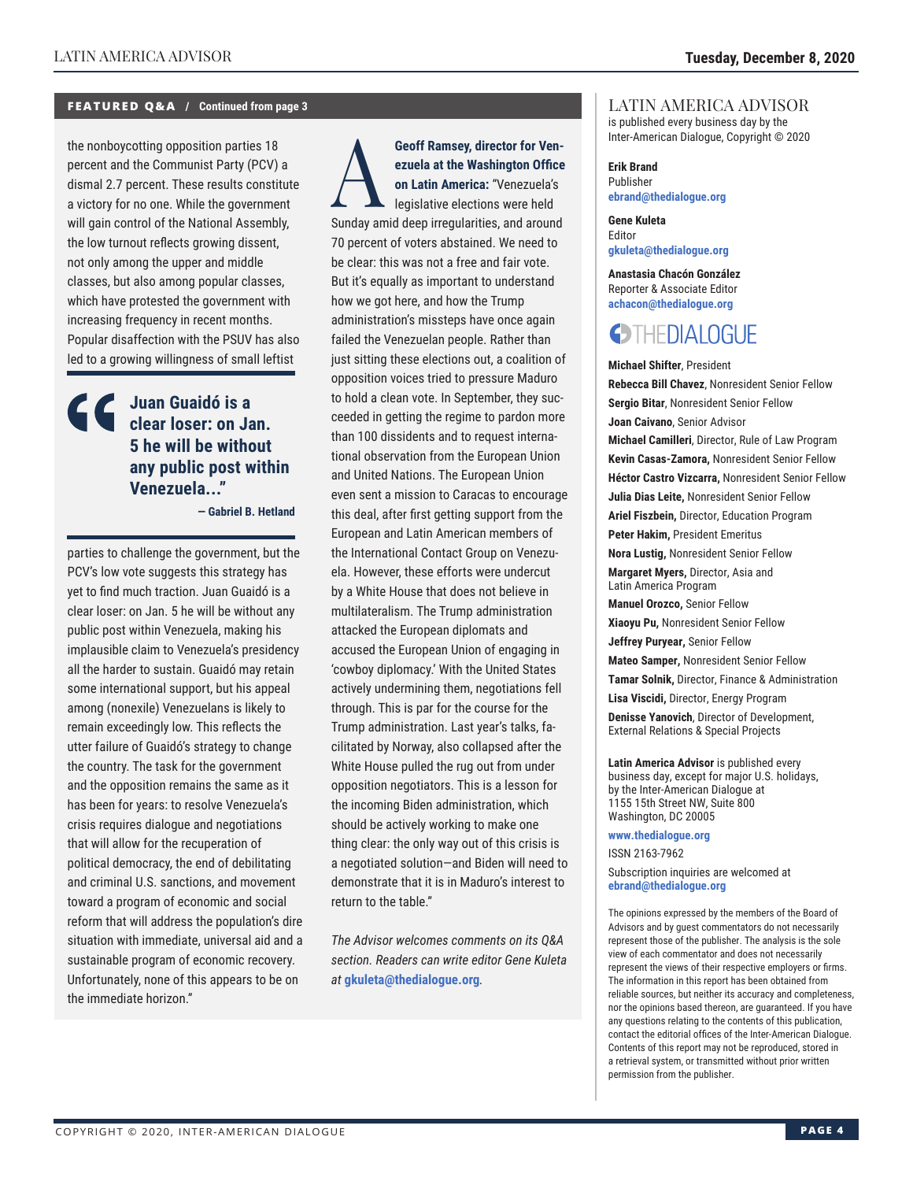**FEATURED Q&A / Continued from page 3**

the nonboycotting opposition parties 18 percent and the Communist Party (PCV) a dismal 2.7 percent. These results constitute a victory for no one. While the government will gain control of the National Assembly, the low turnout reflects growing dissent, not only among the upper and middle classes, but also among popular classes, which have protested the government with increasing frequency in recent months. Popular disaffection with the PSUV has also led to a growing willingness of small leftist parties to challenge the government, but the PCV's low vote suggests this strategy has yet to find much traction. Juan Guaidó is a clear loser: on Jan. 5 he will be without any public post within Venezuela, making his implausible claim to Venezuela's presidency all the harder to sustain. Guaidó may retain some international support, but his appeal among (nonexile) Venezuelans is likely to remain exceedingly low. This reflects the utter failure of Guaidó's strategy to change the country. The task for the government and the opposition remains the same as it has been for years: to resolve Venezuela's crisis requires dialogue and negotiations that will allow for the recuperation of political democracy, the end of debilitating and criminal U.S. sanctions, and movement toward a program of economic and social reform that will address the population's dire situation with immediate, universal aid and a sustainable program of economic recovery. Unfortunately, none of this appears to be on the immediate horizon."

> **"Juan Guaidó is a clear loser: on Jan. 5 he will be without any public post within Venezuela..."**
>
> **— Gabriel B. Hetland**

**A** **Geoff Ramsey, director for Venezuela at the Washington Office on Latin America:** "Venezuela's legislative elections were held Sunday amid deep irregularities, and around 70 percent of voters abstained. We need to be clear: this was not a free and fair vote. But it's equally as important to understand how we got here, and how the Trump administration's missteps have once again failed the Venezuelan people. Rather than just sitting these elections out, a coalition of opposition voices tried to pressure Maduro to hold a clean vote. In September, they succeeded in getting the regime to pardon more than 100 dissidents and to request international observation from the European Union and United Nations. The European Union even sent a mission to Caracas to encourage this deal, after first getting support from the European and Latin American members of the International Contact Group on Venezuela. However, these efforts were undercut by a White House that does not believe in multilateralism. The Trump administration attacked the European diplomats and accused the European Union of engaging in 'cowboy diplomacy.' With the United States actively undermining them, negotiations fell through. This is par for the course for the Trump administration. Last year's talks, facilitated by Norway, also collapsed after the White House pulled the rug out from under opposition negotiators. This is a lesson for the incoming Biden administration, which should be actively working to make one thing clear: the only way out of this crisis is a negotiated solution—and Biden will need to demonstrate that it is in Maduro's interest to return to the table."

*The Advisor welcomes comments on its Q&A section. Readers can write editor Gene Kuleta at* ***gkuleta@thedialogue.org****.*

---

LATIN AMERICA ADVISOR is published every business day by the Inter-American Dialogue, Copyright © 2020

**Erik Brand**
Publisher
**ebrand@thedialogue.org**

**Gene Kuleta**
Editor
**gkuleta@thedialogue.org**

**Anastasia Chacón González**
Reporter & Associate Editor
**achacon@thedialogue.org**

THEDIALOGUE

**Michael Shifter**, President
**Rebecca Bill Chavez**, Nonresident Senior Fellow
**Sergio Bitar**, Nonresident Senior Fellow
**Joan Caivano**, Senior Advisor
**Michael Camilleri**, Director, Rule of Law Program
**Kevin Casas-Zamora,** Nonresident Senior Fellow
**Héctor Castro Vizcarra,** Nonresident Senior Fellow
**Julia Dias Leite,** Nonresident Senior Fellow
**Ariel Fiszbein,** Director, Education Program
**Peter Hakim,** President Emeritus
**Nora Lustig,** Nonresident Senior Fellow
**Margaret Myers,** Director, Asia and Latin America Program
**Manuel Orozco,** Senior Fellow
**Xiaoyu Pu,** Nonresident Senior Fellow
**Jeffrey Puryear,** Senior Fellow
**Mateo Samper,** Nonresident Senior Fellow
**Tamar Solnik,** Director, Finance & Administration
**Lisa Viscidi,** Director, Energy Program
**Denisse Yanovich**, Director of Development, External Relations & Special Projects

**Latin America Advisor** is published every business day, except for major U.S. holidays, by the Inter-American Dialogue at
1155 15th Street NW, Suite 800
Washington, DC 20005

**www.thedialogue.org**

ISSN 2163-7962

Subscription inquiries are welcomed at
**ebrand@thedialogue.org**

The opinions expressed by the members of the Board of Advisors and by guest commentators do not necessarily represent those of the publisher. The analysis is the sole view of each commentator and does not necessarily represent the views of their respective employers or firms. The information in this report has been obtained from reliable sources, but neither its accuracy and completeness, nor the opinions based thereon, are guaranteed. If you have any questions relating to the contents of this publication, contact the editorial offices of the Inter-American Dialogue. Contents of this report may not be reproduced, stored in a retrieval system, or transmitted without prior written permission from the publisher.